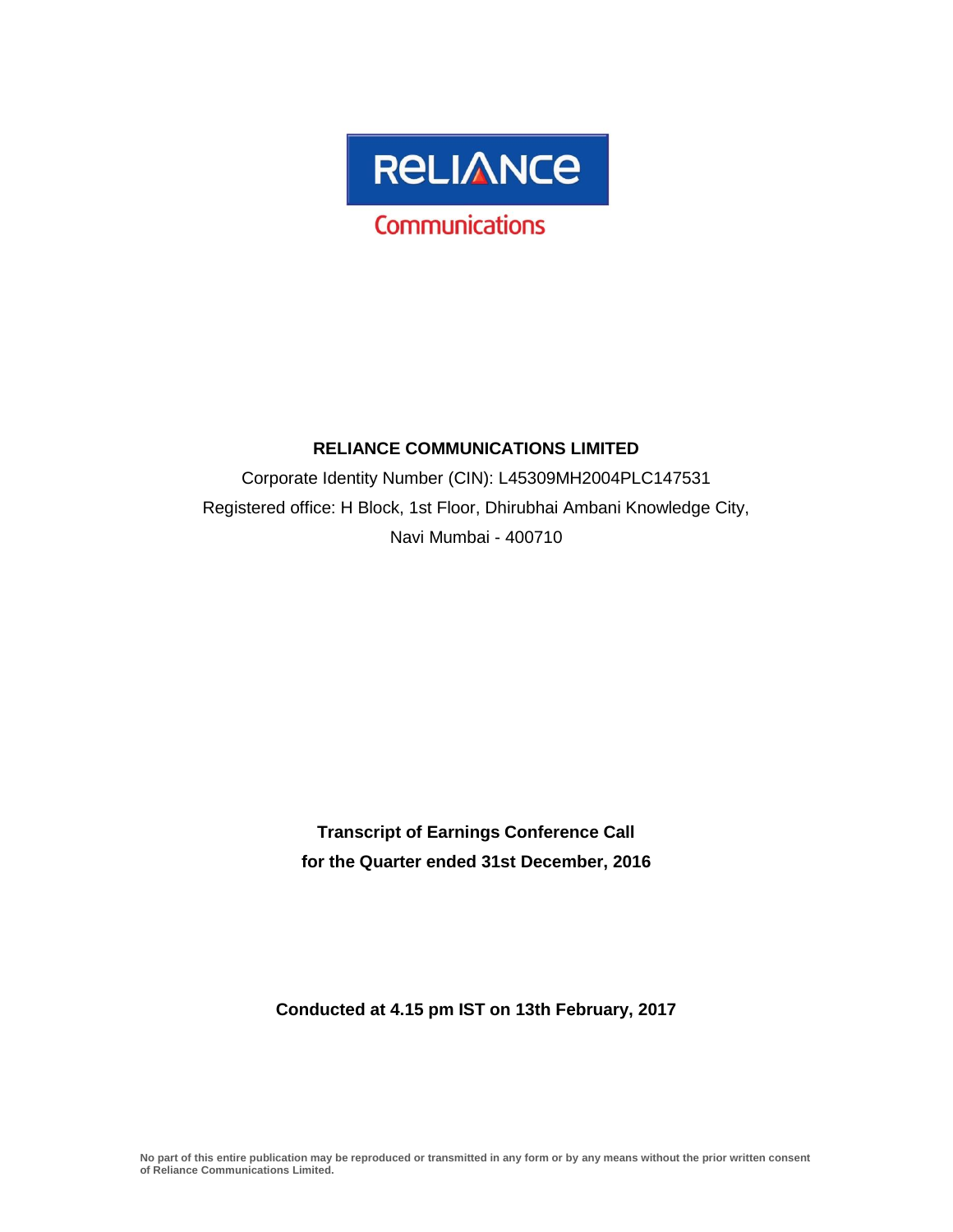RELIANCE

Communications

**RELIANCE COMMUNICATIONS LIMITED**

Corporate Identity Number (CIN): L45309MH2004PLC147531

Registered office: H Block, 1st Floor, Dhirubhai Ambani Knowledge City,

Navi Mumbai - 400710

**Transcript of Earnings Conference Call**

**for the Quarter ended 31st December, 2016**

**Conducted at 4.15 pm IST on 13th February, 2017**

**No part of this entire publication may be reproduced or transmitted in any form or by any means without the prior written consent of Reliance Communications Limited.**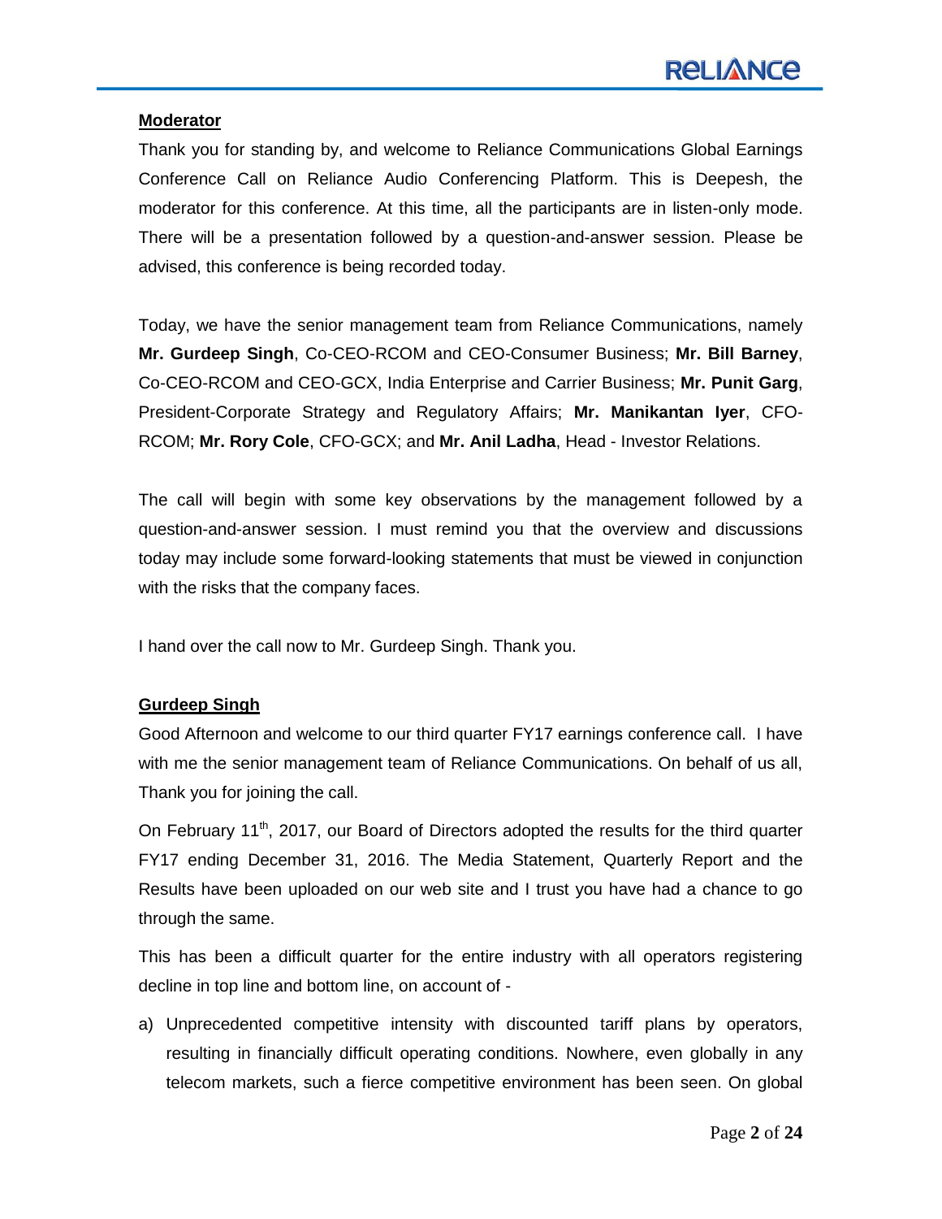**Moderator**

Thank you for standing by, and welcome to Reliance Communications Global Earnings Conference Call on Reliance Audio Conferencing Platform. This is Deepesh, the moderator for this conference. At this time, all the participants are in listen-only mode. There will be a presentation followed by a question-and-answer session. Please be advised, this conference is being recorded today.

Today, we have the senior management team from Reliance Communications, namely **Mr. Gurdeep Singh**, Co-CEO-RCOM and CEO-Consumer Business; **Mr. Bill Barney**, Co-CEO-RCOM and CEO-GCX, India Enterprise and Carrier Business; **Mr. Punit Garg**, President-Corporate Strategy and Regulatory Affairs; **Mr. Manikantan Iyer**, CFO-RCOM; **Mr. Rory Cole**, CFO-GCX; and **Mr. Anil Ladha**, Head - Investor Relations.

The call will begin with some key observations by the management followed by a question-and-answer session. I must remind you that the overview and discussions today may include some forward-looking statements that must be viewed in conjunction with the risks that the company faces.

I hand over the call now to Mr. Gurdeep Singh. Thank you.

**Gurdeep Singh**

Good Afternoon and welcome to our third quarter FY17 earnings conference call. I have with me the senior management team of Reliance Communications. On behalf of us all, Thank you for joining the call.

On February 11th, 2017, our Board of Directors adopted the results for the third quarter FY17 ending December 31, 2016. The Media Statement, Quarterly Report and the Results have been uploaded on our web site and I trust you have had a chance to go through the same.

This has been a difficult quarter for the entire industry with all operators registering decline in top line and bottom line, on account of -

a) Unprecedented competitive intensity with discounted tariff plans by operators, resulting in financially difficult operating conditions. Nowhere, even globally in any telecom markets, such a fierce competitive environment has been seen. On global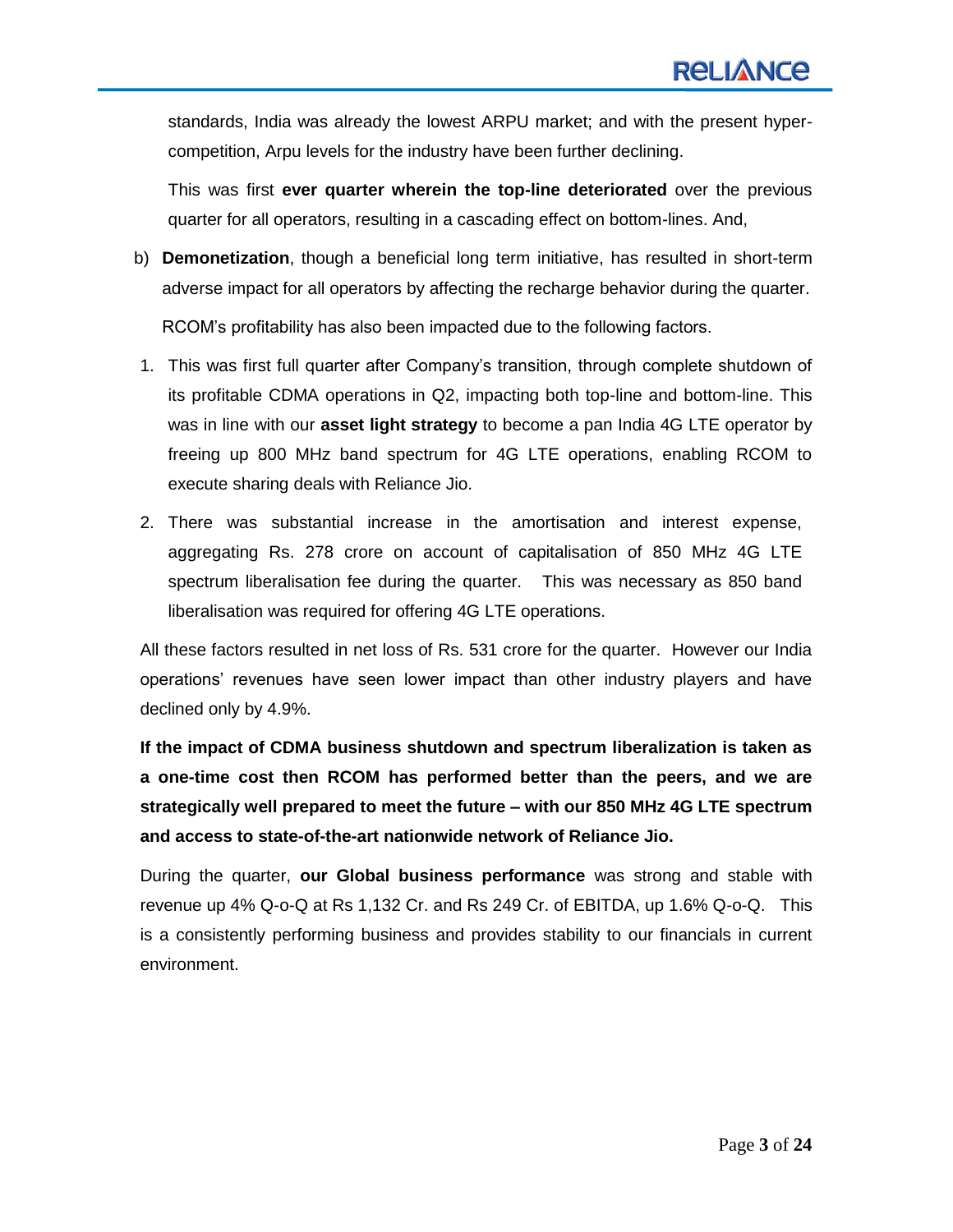standards, India was already the lowest ARPU market; and with the present hyper-competition, Arpu levels for the industry have been further declining.

This was first **ever quarter wherein the top-line deteriorated** over the previous quarter for all operators, resulting in a cascading effect on bottom-lines. And,

b) **Demonetization**, though a beneficial long term initiative, has resulted in short-term adverse impact for all operators by affecting the recharge behavior during the quarter.

RCOM's profitability has also been impacted due to the following factors.

1. This was first full quarter after Company's transition, through complete shutdown of its profitable CDMA operations in Q2, impacting both top-line and bottom-line. This was in line with our **asset light strategy** to become a pan India 4G LTE operator by freeing up 800 MHz band spectrum for 4G LTE operations, enabling RCOM to execute sharing deals with Reliance Jio.
2. There was substantial increase in the amortisation and interest expense, aggregating Rs. 278 crore on account of capitalisation of 850 MHz 4G LTE spectrum liberalisation fee during the quarter. This was necessary as 850 band liberalisation was required for offering 4G LTE operations.

All these factors resulted in net loss of Rs. 531 crore for the quarter. However our India operations' revenues have seen lower impact than other industry players and have declined only by 4.9%.

**If the impact of CDMA business shutdown and spectrum liberalization is taken as a one-time cost then RCOM has performed better than the peers, and we are strategically well prepared to meet the future – with our 850 MHz 4G LTE spectrum and access to state-of-the-art nationwide network of Reliance Jio.**

During the quarter, **our Global business performance** was strong and stable with revenue up 4% Q-o-Q at Rs 1,132 Cr. and Rs 249 Cr. of EBITDA, up 1.6% Q-o-Q. This is a consistently performing business and provides stability to our financials in current environment.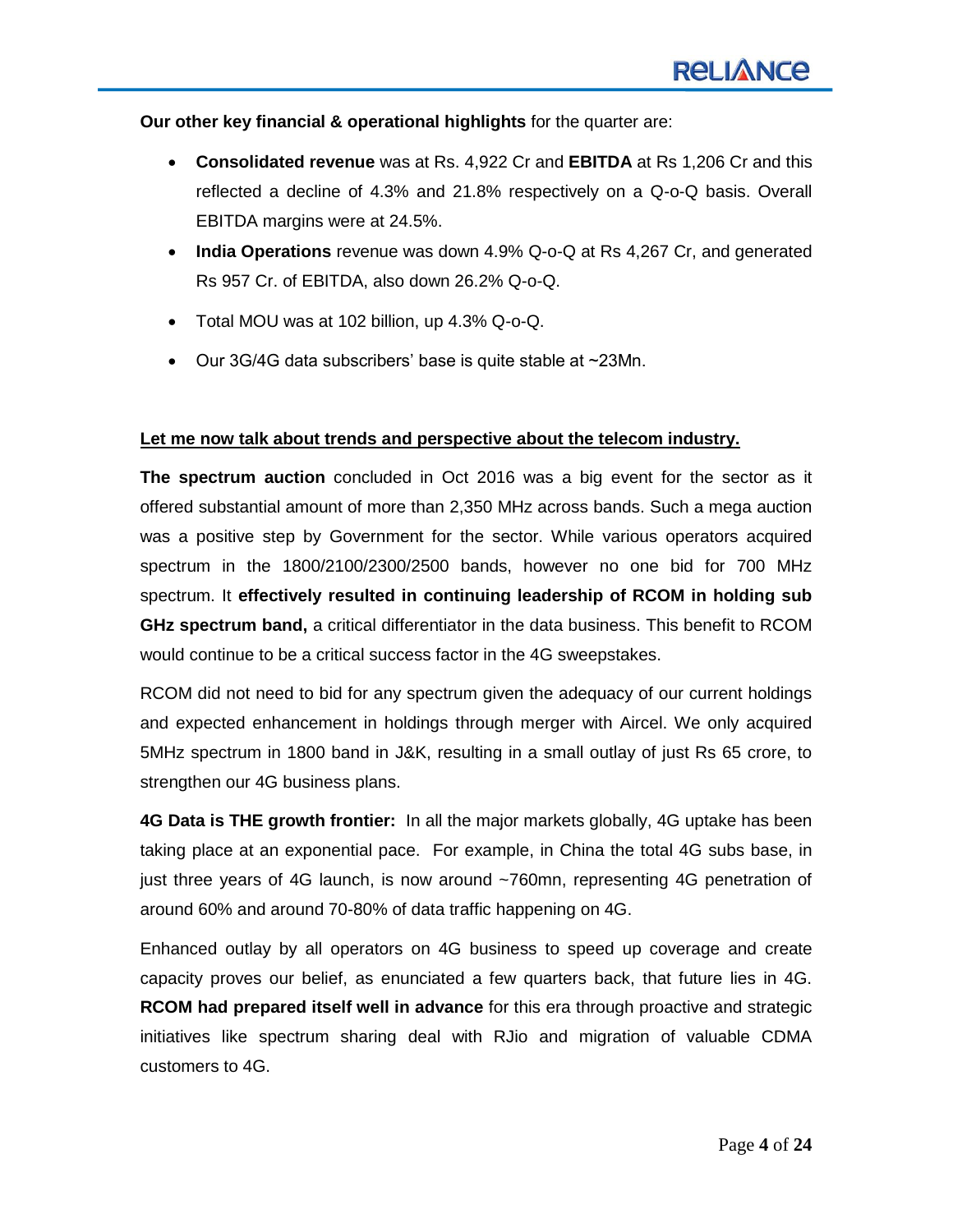**Our other key financial & operational highlights** for the quarter are:

- **Consolidated revenue** was at Rs. 4,922 Cr and **EBITDA** at Rs 1,206 Cr and this reflected a decline of 4.3% and 21.8% respectively on a Q-o-Q basis. Overall EBITDA margins were at 24.5%.
- **India Operations** revenue was down 4.9% Q-o-Q at Rs 4,267 Cr, and generated Rs 957 Cr. of EBITDA, also down 26.2% Q-o-Q.
- Total MOU was at 102 billion, up 4.3% Q-o-Q.
- Our 3G/4G data subscribers' base is quite stable at ~23Mn.

**Let me now talk about trends and perspective about the telecom industry.**

**The spectrum auction** concluded in Oct 2016 was a big event for the sector as it offered substantial amount of more than 2,350 MHz across bands. Such a mega auction was a positive step by Government for the sector. While various operators acquired spectrum in the 1800/2100/2300/2500 bands, however no one bid for 700 MHz spectrum. It **effectively resulted in continuing leadership of RCOM in holding sub GHz spectrum band,** a critical differentiator in the data business. This benefit to RCOM would continue to be a critical success factor in the 4G sweepstakes.

RCOM did not need to bid for any spectrum given the adequacy of our current holdings and expected enhancement in holdings through merger with Aircel. We only acquired 5MHz spectrum in 1800 band in J&K, resulting in a small outlay of just Rs 65 crore, to strengthen our 4G business plans.

**4G Data is THE growth frontier:** In all the major markets globally, 4G uptake has been taking place at an exponential pace. For example, in China the total 4G subs base, in just three years of 4G launch, is now around ~760mn, representing 4G penetration of around 60% and around 70-80% of data traffic happening on 4G.

Enhanced outlay by all operators on 4G business to speed up coverage and create capacity proves our belief, as enunciated a few quarters back, that future lies in 4G. **RCOM had prepared itself well in advance** for this era through proactive and strategic initiatives like spectrum sharing deal with RJio and migration of valuable CDMA customers to 4G.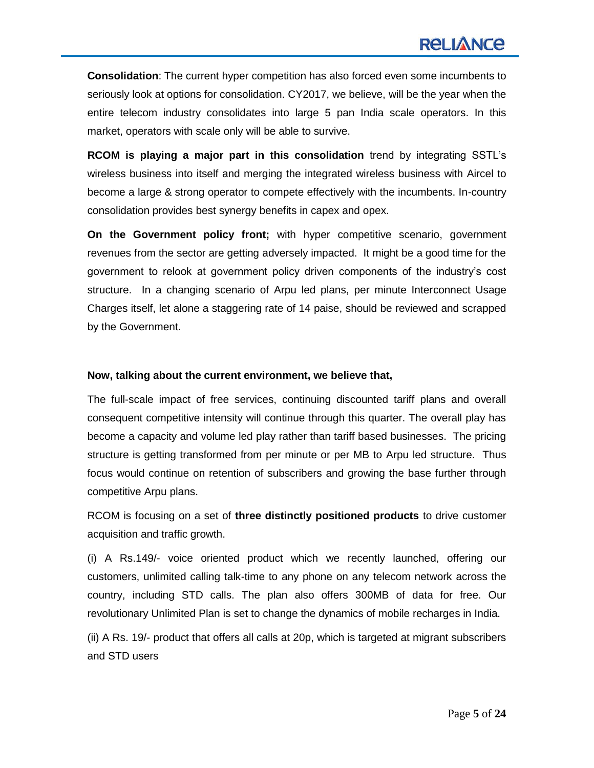**Consolidation**: The current hyper competition has also forced even some incumbents to seriously look at options for consolidation. CY2017, we believe, will be the year when the entire telecom industry consolidates into large 5 pan India scale operators. In this market, operators with scale only will be able to survive.

**RCOM is playing a major part in this consolidation** trend by integrating SSTL's wireless business into itself and merging the integrated wireless business with Aircel to become a large & strong operator to compete effectively with the incumbents. In-country consolidation provides best synergy benefits in capex and opex.

**On the Government policy front;** with hyper competitive scenario, government revenues from the sector are getting adversely impacted. It might be a good time for the government to relook at government policy driven components of the industry's cost structure. In a changing scenario of Arpu led plans, per minute Interconnect Usage Charges itself, let alone a staggering rate of 14 paise, should be reviewed and scrapped by the Government.

**Now, talking about the current environment, we believe that,**

The full-scale impact of free services, continuing discounted tariff plans and overall consequent competitive intensity will continue through this quarter. The overall play has become a capacity and volume led play rather than tariff based businesses. The pricing structure is getting transformed from per minute or per MB to Arpu led structure. Thus focus would continue on retention of subscribers and growing the base further through competitive Arpu plans.

RCOM is focusing on a set of **three distinctly positioned products** to drive customer acquisition and traffic growth.

(i) A Rs.149/- voice oriented product which we recently launched, offering our customers, unlimited calling talk-time to any phone on any telecom network across the country, including STD calls. The plan also offers 300MB of data for free. Our revolutionary Unlimited Plan is set to change the dynamics of mobile recharges in India.

(ii) A Rs. 19/- product that offers all calls at 20p, which is targeted at migrant subscribers and STD users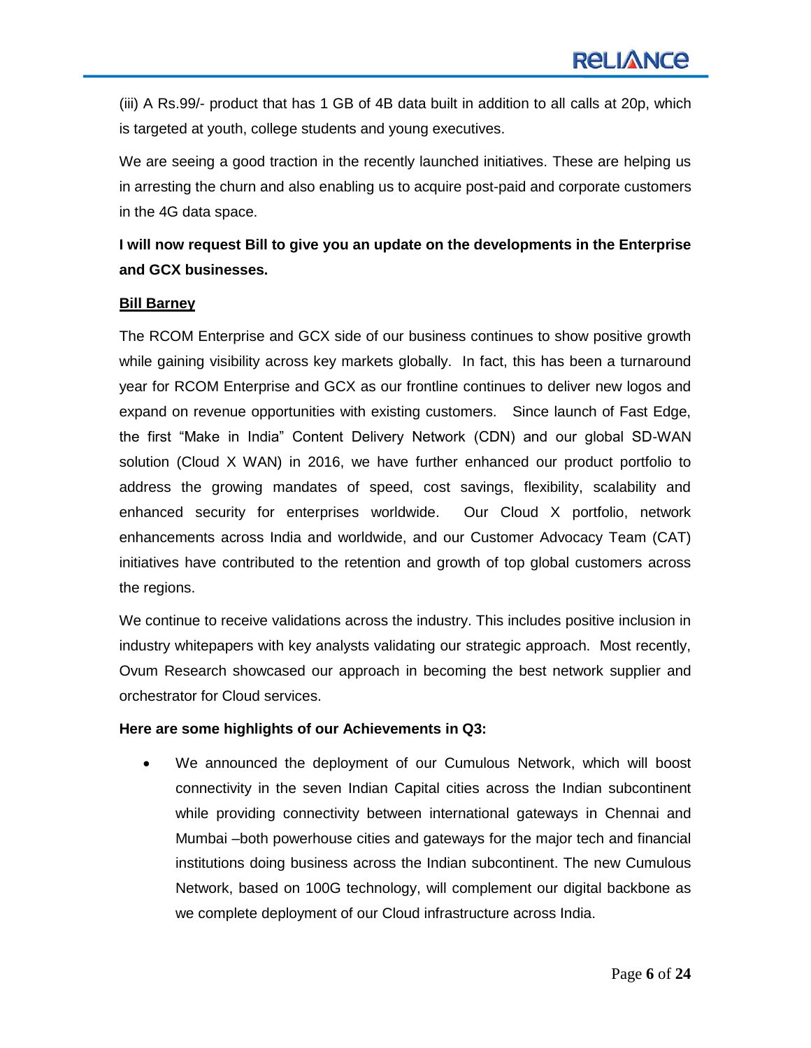(iii) A Rs.99/- product that has 1 GB of 4B data built in addition to all calls at 20p, which is targeted at youth, college students and young executives.

We are seeing a good traction in the recently launched initiatives. These are helping us in arresting the churn and also enabling us to acquire post-paid and corporate customers in the 4G data space.

**I will now request Bill to give you an update on the developments in the Enterprise and GCX businesses.**

**Bill Barney**

The RCOM Enterprise and GCX side of our business continues to show positive growth while gaining visibility across key markets globally. In fact, this has been a turnaround year for RCOM Enterprise and GCX as our frontline continues to deliver new logos and expand on revenue opportunities with existing customers. Since launch of Fast Edge, the first "Make in India" Content Delivery Network (CDN) and our global SD-WAN solution (Cloud X WAN) in 2016, we have further enhanced our product portfolio to address the growing mandates of speed, cost savings, flexibility, scalability and enhanced security for enterprises worldwide. Our Cloud X portfolio, network enhancements across India and worldwide, and our Customer Advocacy Team (CAT) initiatives have contributed to the retention and growth of top global customers across the regions.

We continue to receive validations across the industry. This includes positive inclusion in industry whitepapers with key analysts validating our strategic approach. Most recently, Ovum Research showcased our approach in becoming the best network supplier and orchestrator for Cloud services.

**Here are some highlights of our Achievements in Q3:**

- We announced the deployment of our Cumulous Network, which will boost connectivity in the seven Indian Capital cities across the Indian subcontinent while providing connectivity between international gateways in Chennai and Mumbai –both powerhouse cities and gateways for the major tech and financial institutions doing business across the Indian subcontinent. The new Cumulous Network, based on 100G technology, will complement our digital backbone as we complete deployment of our Cloud infrastructure across India.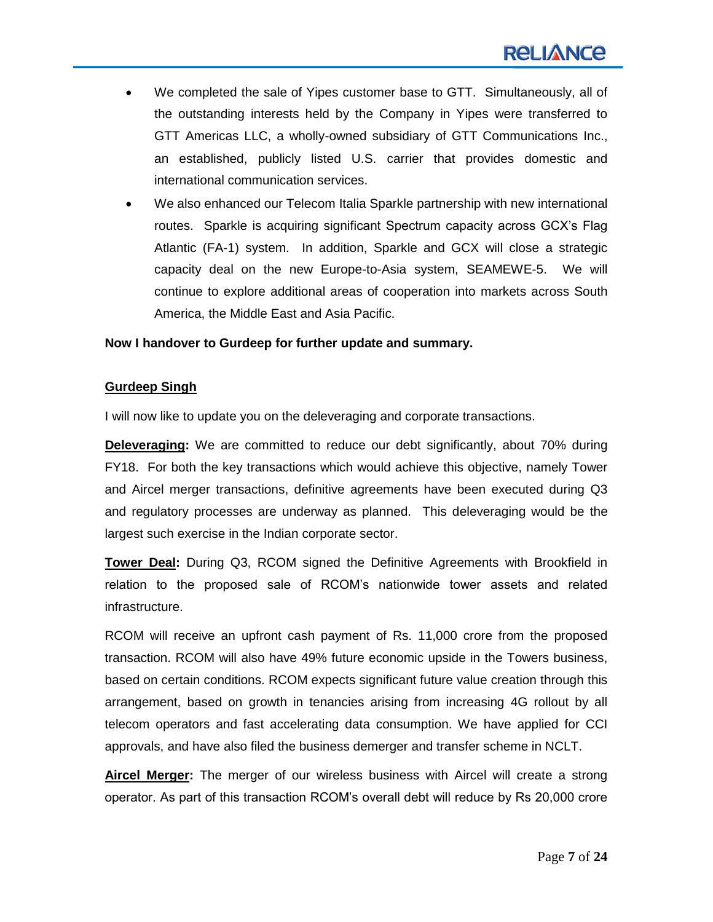- We completed the sale of Yipes customer base to GTT. Simultaneously, all of the outstanding interests held by the Company in Yipes were transferred to GTT Americas LLC, a wholly-owned subsidiary of GTT Communications Inc., an established, publicly listed U.S. carrier that provides domestic and international communication services.
- We also enhanced our Telecom Italia Sparkle partnership with new international routes. Sparkle is acquiring significant Spectrum capacity across GCX's Flag Atlantic (FA-1) system. In addition, Sparkle and GCX will close a strategic capacity deal on the new Europe-to-Asia system, SEAMEWE-5. We will continue to explore additional areas of cooperation into markets across South America, the Middle East and Asia Pacific.

**Now I handover to Gurdeep for further update and summary.**

**Gurdeep Singh**

I will now like to update you on the deleveraging and corporate transactions.

**Deleveraging:** We are committed to reduce our debt significantly, about 70% during FY18. For both the key transactions which would achieve this objective, namely Tower and Aircel merger transactions, definitive agreements have been executed during Q3 and regulatory processes are underway as planned. This deleveraging would be the largest such exercise in the Indian corporate sector.

**Tower Deal:** During Q3, RCOM signed the Definitive Agreements with Brookfield in relation to the proposed sale of RCOM's nationwide tower assets and related infrastructure.

RCOM will receive an upfront cash payment of Rs. 11,000 crore from the proposed transaction. RCOM will also have 49% future economic upside in the Towers business, based on certain conditions. RCOM expects significant future value creation through this arrangement, based on growth in tenancies arising from increasing 4G rollout by all telecom operators and fast accelerating data consumption. We have applied for CCI approvals, and have also filed the business demerger and transfer scheme in NCLT.

**Aircel Merger:** The merger of our wireless business with Aircel will create a strong operator. As part of this transaction RCOM's overall debt will reduce by Rs 20,000 crore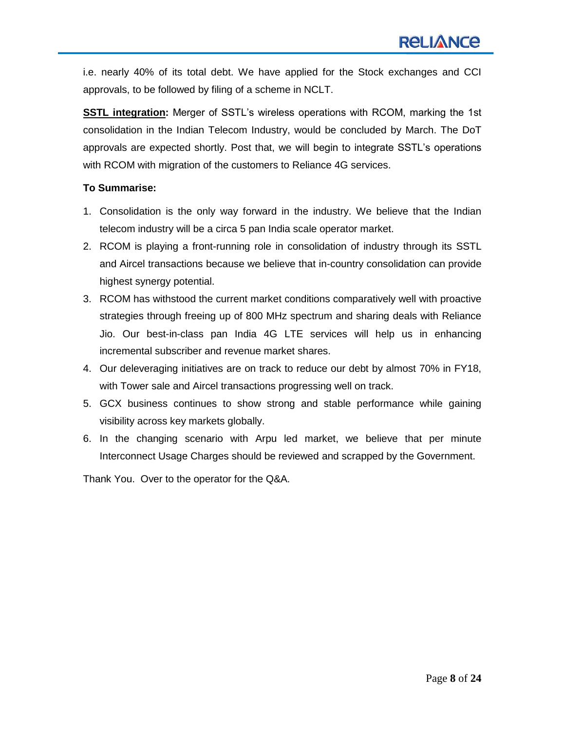i.e. nearly 40% of its total debt. We have applied for the Stock exchanges and CCI approvals, to be followed by filing of a scheme in NCLT.

**SSTL integration:** Merger of SSTL's wireless operations with RCOM, marking the 1st consolidation in the Indian Telecom Industry, would be concluded by March. The DoT approvals are expected shortly. Post that, we will begin to integrate SSTL's operations with RCOM with migration of the customers to Reliance 4G services.

**To Summarise:**

1. Consolidation is the only way forward in the industry. We believe that the Indian telecom industry will be a circa 5 pan India scale operator market.
2. RCOM is playing a front-running role in consolidation of industry through its SSTL and Aircel transactions because we believe that in-country consolidation can provide highest synergy potential.
3. RCOM has withstood the current market conditions comparatively well with proactive strategies through freeing up of 800 MHz spectrum and sharing deals with Reliance Jio. Our best-in-class pan India 4G LTE services will help us in enhancing incremental subscriber and revenue market shares.
4. Our deleveraging initiatives are on track to reduce our debt by almost 70% in FY18, with Tower sale and Aircel transactions progressing well on track.
5. GCX business continues to show strong and stable performance while gaining visibility across key markets globally.
6. In the changing scenario with Arpu led market, we believe that per minute Interconnect Usage Charges should be reviewed and scrapped by the Government.

Thank You. Over to the operator for the Q&A.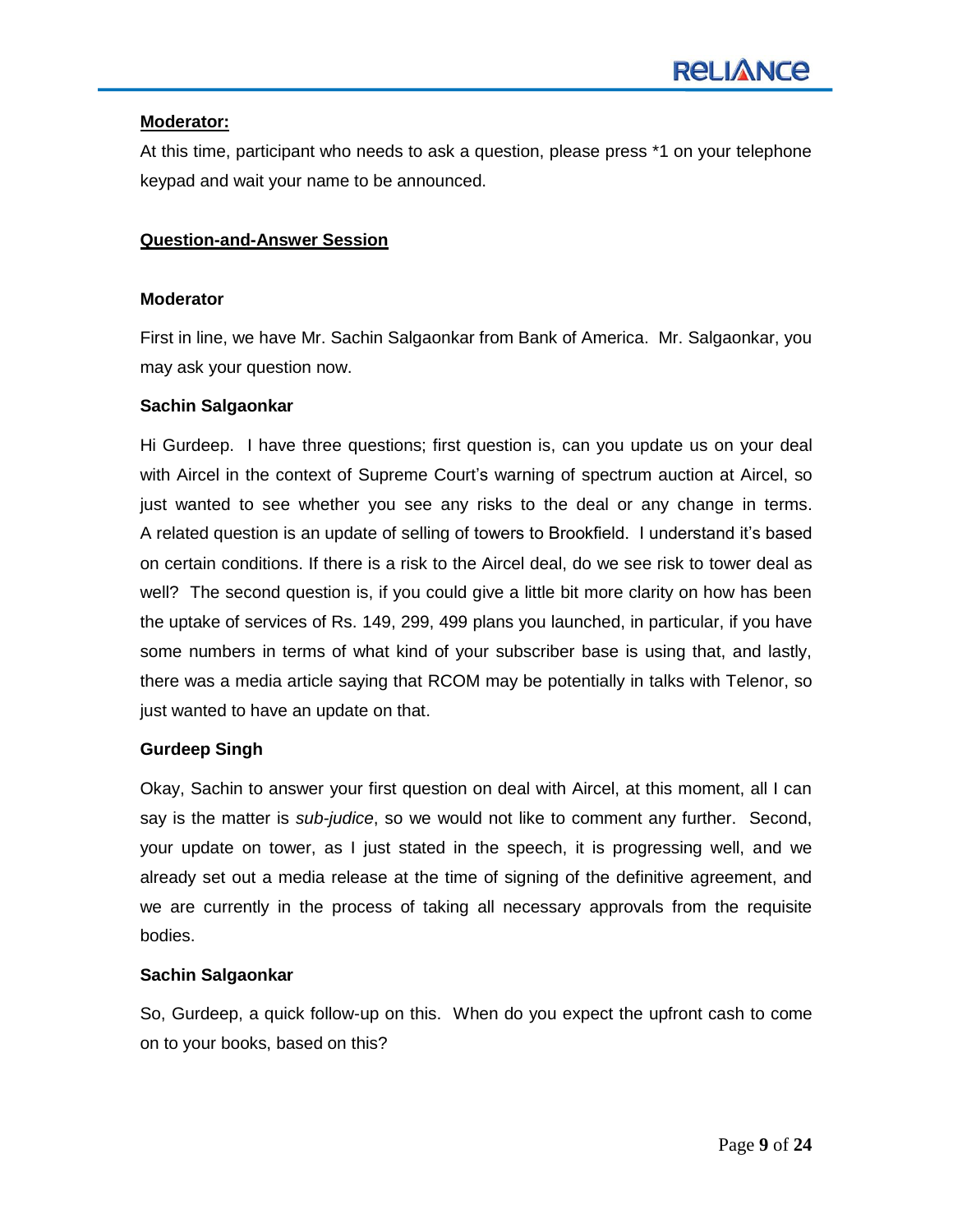**Moderator:**

At this time, participant who needs to ask a question, please press *1 on your telephone keypad and wait your name to be announced.

**Question-and-Answer Session**

**Moderator**

First in line, we have Mr. Sachin Salgaonkar from Bank of America. Mr. Salgaonkar, you may ask your question now.

**Sachin Salgaonkar**

Hi Gurdeep. I have three questions; first question is, can you update us on your deal with Aircel in the context of Supreme Court's warning of spectrum auction at Aircel, so just wanted to see whether you see any risks to the deal or any change in terms. A related question is an update of selling of towers to Brookfield. I understand it's based on certain conditions. If there is a risk to the Aircel deal, do we see risk to tower deal as well? The second question is, if you could give a little bit more clarity on how has been the uptake of services of Rs. 149, 299, 499 plans you launched, in particular, if you have some numbers in terms of what kind of your subscriber base is using that, and lastly, there was a media article saying that RCOM may be potentially in talks with Telenor, so just wanted to have an update on that.

**Gurdeep Singh**

Okay, Sachin to answer your first question on deal with Aircel, at this moment, all I can say is the matter is *sub-judice*, so we would not like to comment any further. Second, your update on tower, as I just stated in the speech, it is progressing well, and we already set out a media release at the time of signing of the definitive agreement, and we are currently in the process of taking all necessary approvals from the requisite bodies.

**Sachin Salgaonkar**

So, Gurdeep, a quick follow-up on this. When do you expect the upfront cash to come on to your books, based on this?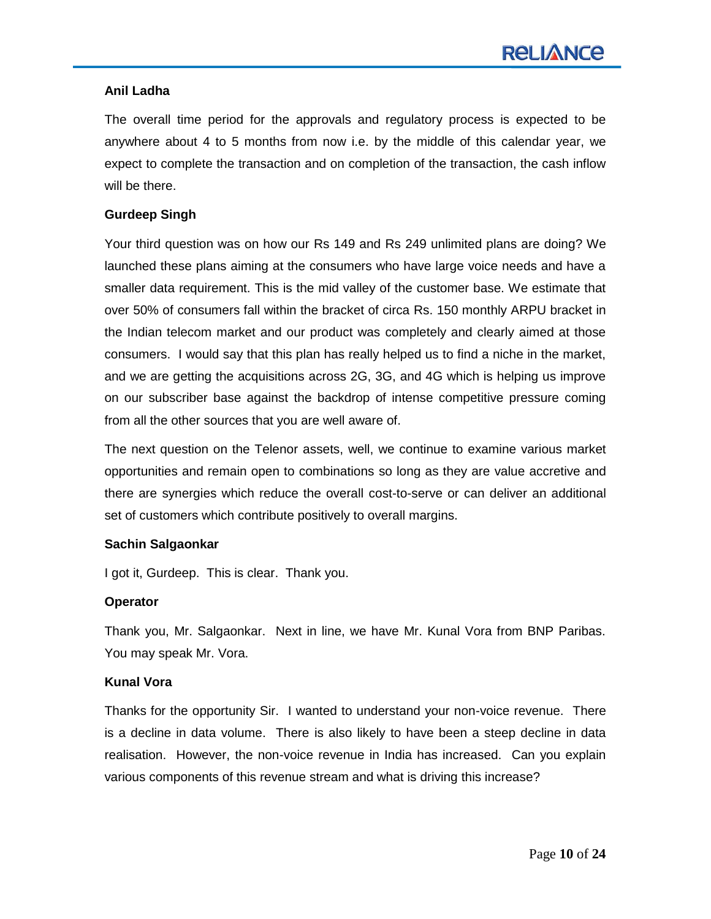**Anil Ladha**

The overall time period for the approvals and regulatory process is expected to be anywhere about 4 to 5 months from now i.e. by the middle of this calendar year, we expect to complete the transaction and on completion of the transaction, the cash inflow will be there.

**Gurdeep Singh**

Your third question was on how our Rs 149 and Rs 249 unlimited plans are doing? We launched these plans aiming at the consumers who have large voice needs and have a smaller data requirement. This is the mid valley of the customer base. We estimate that over 50% of consumers fall within the bracket of circa Rs. 150 monthly ARPU bracket in the Indian telecom market and our product was completely and clearly aimed at those consumers. I would say that this plan has really helped us to find a niche in the market, and we are getting the acquisitions across 2G, 3G, and 4G which is helping us improve on our subscriber base against the backdrop of intense competitive pressure coming from all the other sources that you are well aware of.

The next question on the Telenor assets, well, we continue to examine various market opportunities and remain open to combinations so long as they are value accretive and there are synergies which reduce the overall cost-to-serve or can deliver an additional set of customers which contribute positively to overall margins.

**Sachin Salgaonkar**

I got it, Gurdeep. This is clear. Thank you.

**Operator**

Thank you, Mr. Salgaonkar. Next in line, we have Mr. Kunal Vora from BNP Paribas. You may speak Mr. Vora.

**Kunal Vora**

Thanks for the opportunity Sir. I wanted to understand your non-voice revenue. There is a decline in data volume. There is also likely to have been a steep decline in data realisation. However, the non-voice revenue in India has increased. Can you explain various components of this revenue stream and what is driving this increase?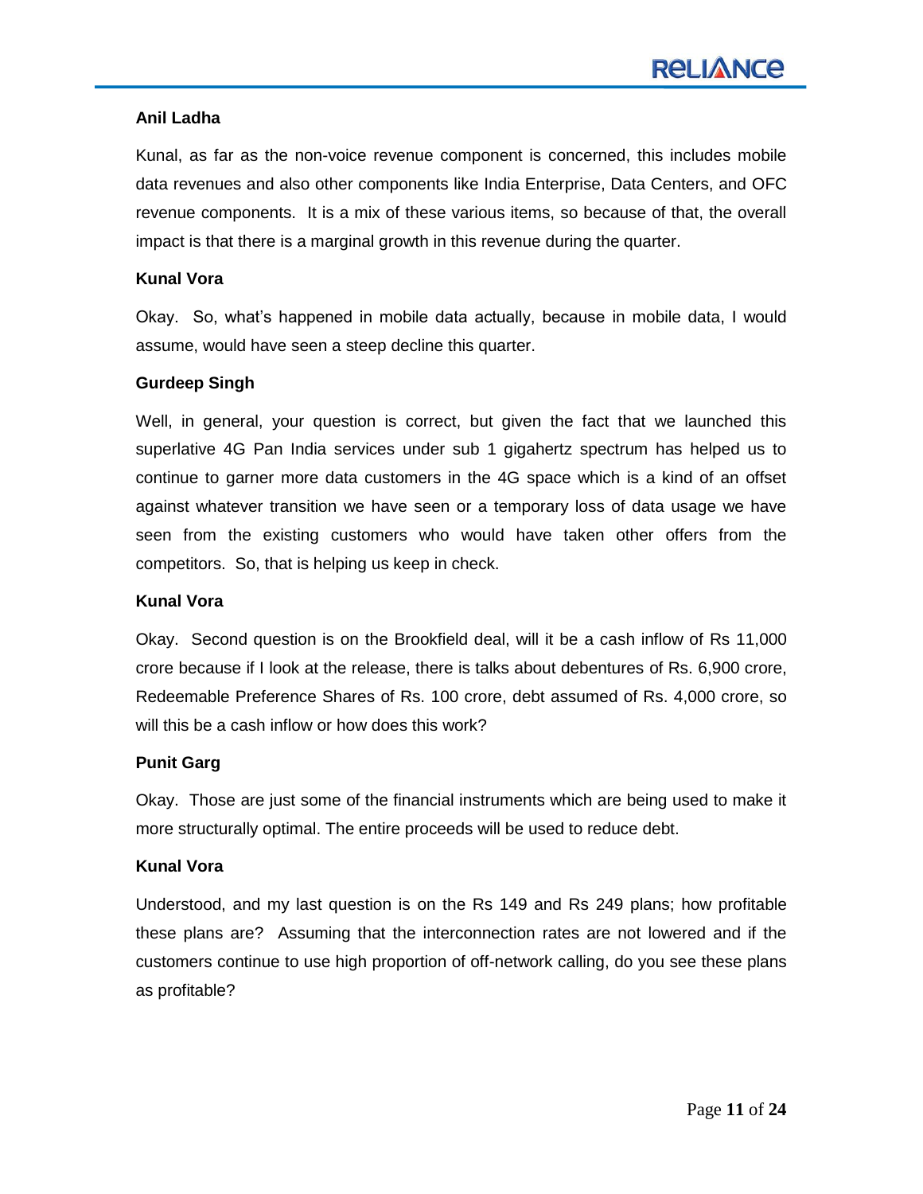**Anil Ladha**

Kunal, as far as the non-voice revenue component is concerned, this includes mobile data revenues and also other components like India Enterprise, Data Centers, and OFC revenue components. It is a mix of these various items, so because of that, the overall impact is that there is a marginal growth in this revenue during the quarter.

**Kunal Vora**

Okay. So, what's happened in mobile data actually, because in mobile data, I would assume, would have seen a steep decline this quarter.

**Gurdeep Singh**

Well, in general, your question is correct, but given the fact that we launched this superlative 4G Pan India services under sub 1 gigahertz spectrum has helped us to continue to garner more data customers in the 4G space which is a kind of an offset against whatever transition we have seen or a temporary loss of data usage we have seen from the existing customers who would have taken other offers from the competitors. So, that is helping us keep in check.

**Kunal Vora**

Okay. Second question is on the Brookfield deal, will it be a cash inflow of Rs 11,000 crore because if I look at the release, there is talks about debentures of Rs. 6,900 crore, Redeemable Preference Shares of Rs. 100 crore, debt assumed of Rs. 4,000 crore, so will this be a cash inflow or how does this work?

**Punit Garg**

Okay. Those are just some of the financial instruments which are being used to make it more structurally optimal. The entire proceeds will be used to reduce debt.

**Kunal Vora**

Understood, and my last question is on the Rs 149 and Rs 249 plans; how profitable these plans are? Assuming that the interconnection rates are not lowered and if the customers continue to use high proportion of off-network calling, do you see these plans as profitable?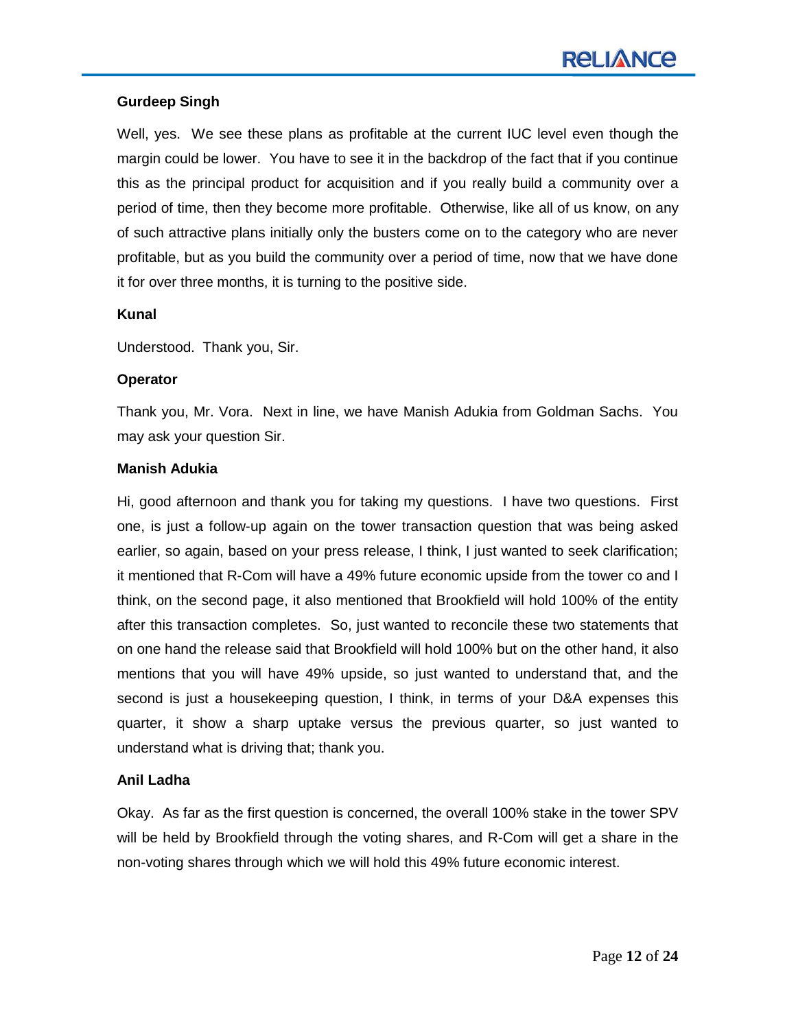**Gurdeep Singh**

Well, yes. We see these plans as profitable at the current IUC level even though the margin could be lower. You have to see it in the backdrop of the fact that if you continue this as the principal product for acquisition and if you really build a community over a period of time, then they become more profitable. Otherwise, like all of us know, on any of such attractive plans initially only the busters come on to the category who are never profitable, but as you build the community over a period of time, now that we have done it for over three months, it is turning to the positive side.

**Kunal**

Understood. Thank you, Sir.

**Operator**

Thank you, Mr. Vora. Next in line, we have Manish Adukia from Goldman Sachs. You may ask your question Sir.

**Manish Adukia**

Hi, good afternoon and thank you for taking my questions. I have two questions. First one, is just a follow-up again on the tower transaction question that was being asked earlier, so again, based on your press release, I think, I just wanted to seek clarification; it mentioned that R-Com will have a 49% future economic upside from the tower co and I think, on the second page, it also mentioned that Brookfield will hold 100% of the entity after this transaction completes. So, just wanted to reconcile these two statements that on one hand the release said that Brookfield will hold 100% but on the other hand, it also mentions that you will have 49% upside, so just wanted to understand that, and the second is just a housekeeping question, I think, in terms of your D&A expenses this quarter, it show a sharp uptake versus the previous quarter, so just wanted to understand what is driving that; thank you.

**Anil Ladha**

Okay. As far as the first question is concerned, the overall 100% stake in the tower SPV will be held by Brookfield through the voting shares, and R-Com will get a share in the non-voting shares through which we will hold this 49% future economic interest.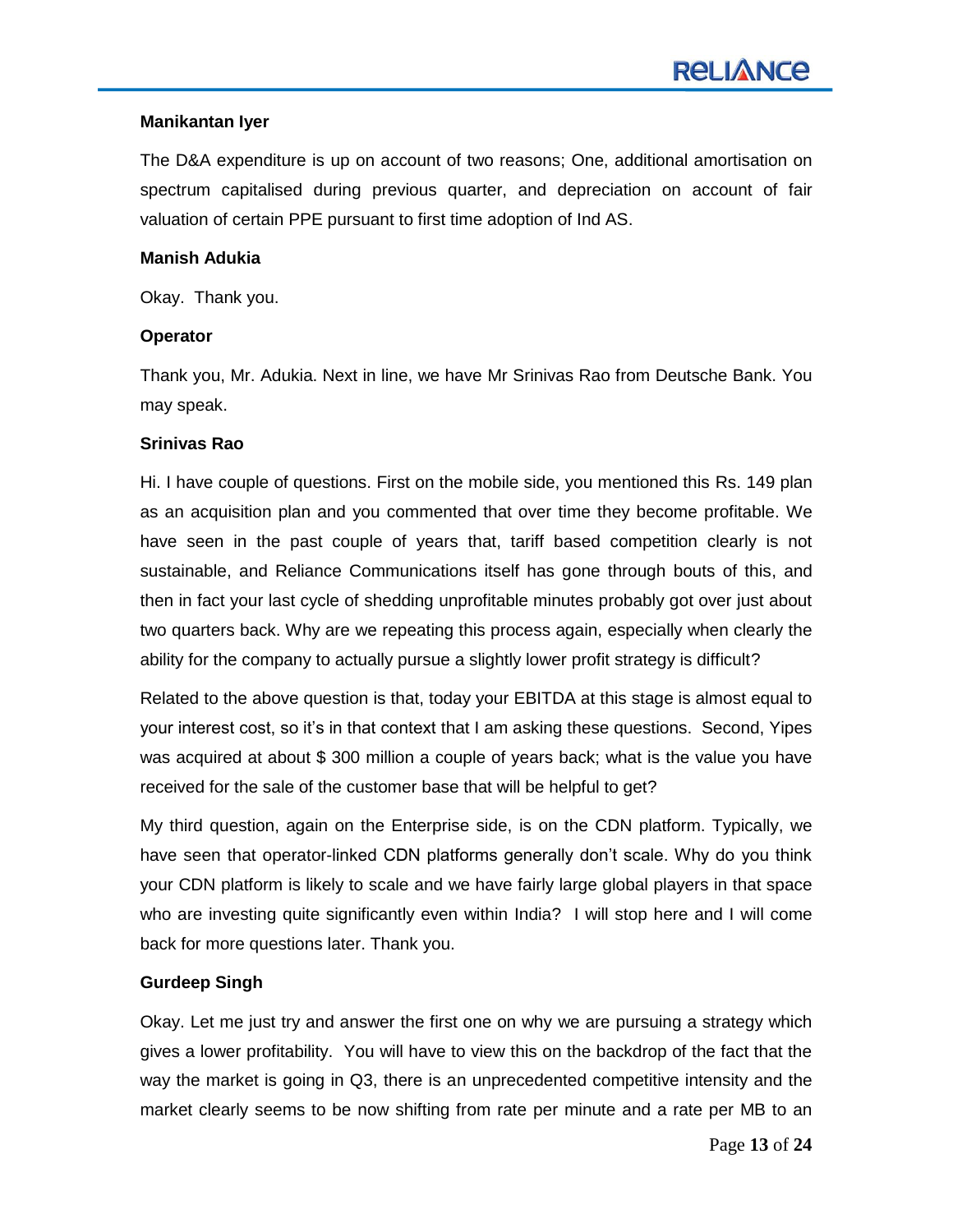**Manikantan Iyer**

The D&A expenditure is up on account of two reasons; One, additional amortisation on spectrum capitalised during previous quarter, and depreciation on account of fair valuation of certain PPE pursuant to first time adoption of Ind AS.

**Manish Adukia**

Okay. Thank you.

**Operator**

Thank you, Mr. Adukia. Next in line, we have Mr Srinivas Rao from Deutsche Bank. You may speak.

**Srinivas Rao**

Hi. I have couple of questions. First on the mobile side, you mentioned this Rs. 149 plan as an acquisition plan and you commented that over time they become profitable. We have seen in the past couple of years that, tariff based competition clearly is not sustainable, and Reliance Communications itself has gone through bouts of this, and then in fact your last cycle of shedding unprofitable minutes probably got over just about two quarters back. Why are we repeating this process again, especially when clearly the ability for the company to actually pursue a slightly lower profit strategy is difficult?

Related to the above question is that, today your EBITDA at this stage is almost equal to your interest cost, so it's in that context that I am asking these questions. Second, Yipes was acquired at about $ 300 million a couple of years back; what is the value you have received for the sale of the customer base that will be helpful to get?

My third question, again on the Enterprise side, is on the CDN platform. Typically, we have seen that operator-linked CDN platforms generally don't scale. Why do you think your CDN platform is likely to scale and we have fairly large global players in that space who are investing quite significantly even within India? I will stop here and I will come back for more questions later. Thank you.

**Gurdeep Singh**

Okay. Let me just try and answer the first one on why we are pursuing a strategy which gives a lower profitability. You will have to view this on the backdrop of the fact that the way the market is going in Q3, there is an unprecedented competitive intensity and the market clearly seems to be now shifting from rate per minute and a rate per MB to an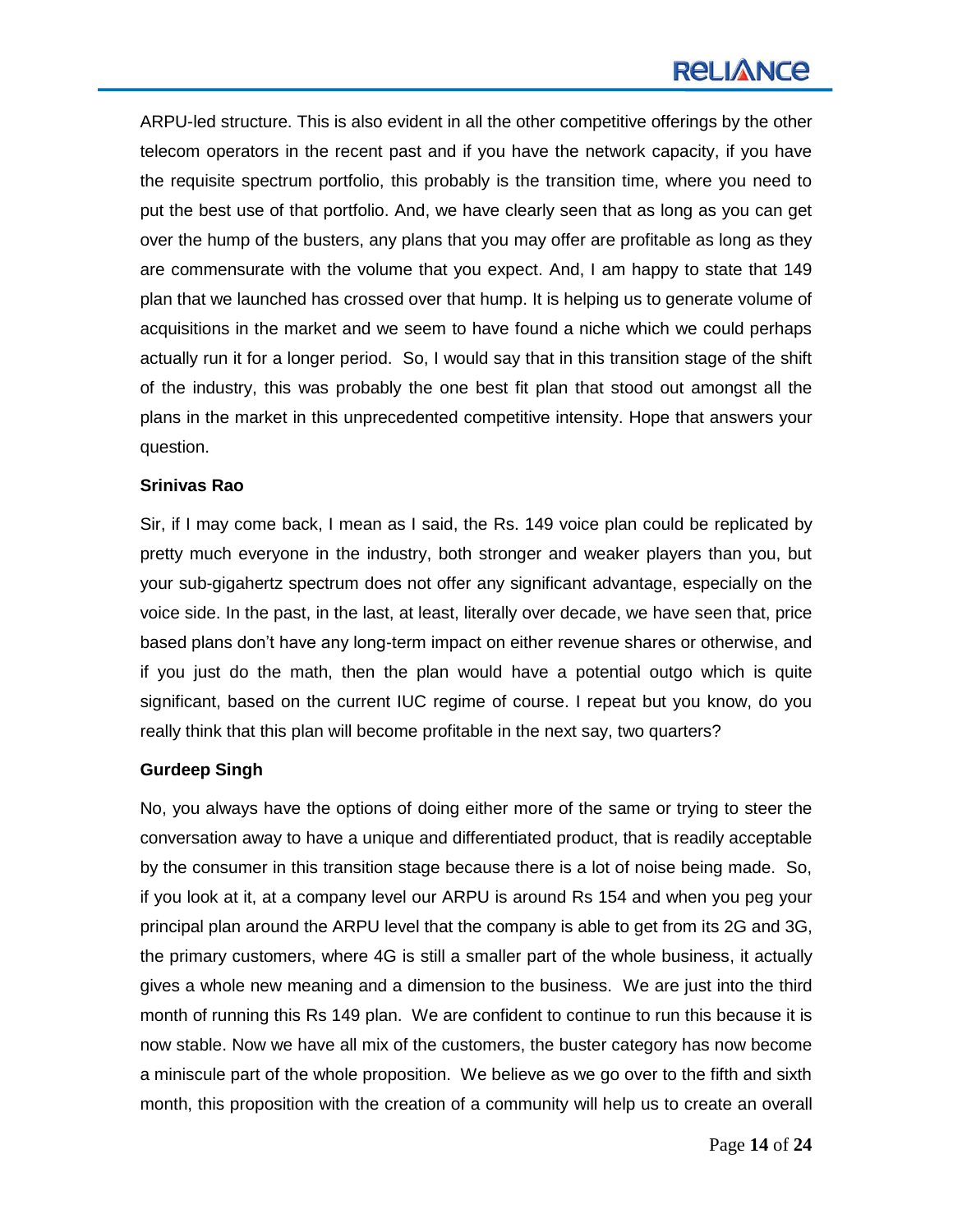ARPU-led structure. This is also evident in all the other competitive offerings by the other telecom operators in the recent past and if you have the network capacity, if you have the requisite spectrum portfolio, this probably is the transition time, where you need to put the best use of that portfolio. And, we have clearly seen that as long as you can get over the hump of the busters, any plans that you may offer are profitable as long as they are commensurate with the volume that you expect. And, I am happy to state that 149 plan that we launched has crossed over that hump. It is helping us to generate volume of acquisitions in the market and we seem to have found a niche which we could perhaps actually run it for a longer period. So, I would say that in this transition stage of the shift of the industry, this was probably the one best fit plan that stood out amongst all the plans in the market in this unprecedented competitive intensity. Hope that answers your question.

**Srinivas Rao**

Sir, if I may come back, I mean as I said, the Rs. 149 voice plan could be replicated by pretty much everyone in the industry, both stronger and weaker players than you, but your sub-gigahertz spectrum does not offer any significant advantage, especially on the voice side. In the past, in the last, at least, literally over decade, we have seen that, price based plans don't have any long-term impact on either revenue shares or otherwise, and if you just do the math, then the plan would have a potential outgo which is quite significant, based on the current IUC regime of course. I repeat but you know, do you really think that this plan will become profitable in the next say, two quarters?

**Gurdeep Singh**

No, you always have the options of doing either more of the same or trying to steer the conversation away to have a unique and differentiated product, that is readily acceptable by the consumer in this transition stage because there is a lot of noise being made. So, if you look at it, at a company level our ARPU is around Rs 154 and when you peg your principal plan around the ARPU level that the company is able to get from its 2G and 3G, the primary customers, where 4G is still a smaller part of the whole business, it actually gives a whole new meaning and a dimension to the business. We are just into the third month of running this Rs 149 plan. We are confident to continue to run this because it is now stable. Now we have all mix of the customers, the buster category has now become a miniscule part of the whole proposition. We believe as we go over to the fifth and sixth month, this proposition with the creation of a community will help us to create an overall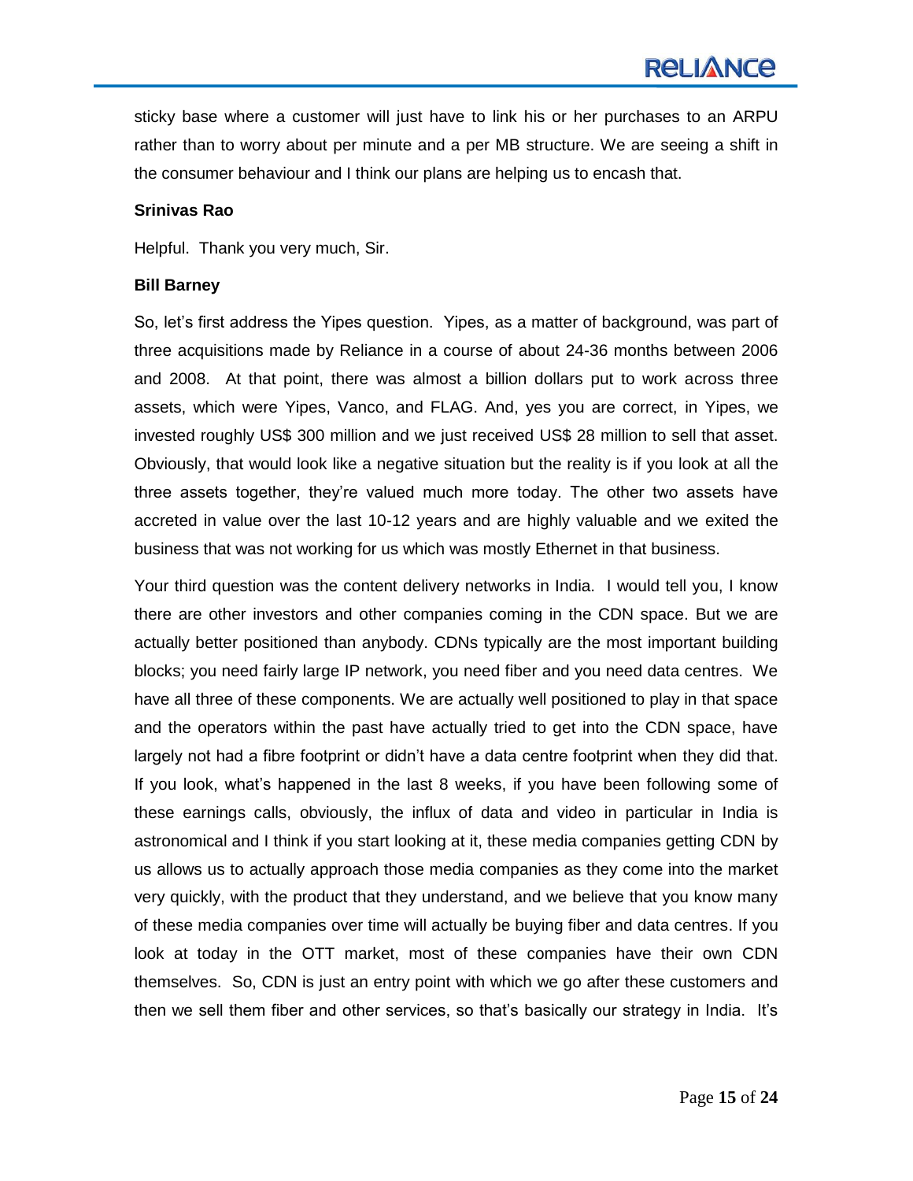sticky base where a customer will just have to link his or her purchases to an ARPU rather than to worry about per minute and a per MB structure. We are seeing a shift in the consumer behaviour and I think our plans are helping us to encash that.

**Srinivas Rao**

Helpful. Thank you very much, Sir.

**Bill Barney**

So, let's first address the Yipes question. Yipes, as a matter of background, was part of three acquisitions made by Reliance in a course of about 24-36 months between 2006 and 2008. At that point, there was almost a billion dollars put to work across three assets, which were Yipes, Vanco, and FLAG. And, yes you are correct, in Yipes, we invested roughly US$ 300 million and we just received US$ 28 million to sell that asset. Obviously, that would look like a negative situation but the reality is if you look at all the three assets together, they're valued much more today. The other two assets have accreted in value over the last 10-12 years and are highly valuable and we exited the business that was not working for us which was mostly Ethernet in that business.

Your third question was the content delivery networks in India. I would tell you, I know there are other investors and other companies coming in the CDN space. But we are actually better positioned than anybody. CDNs typically are the most important building blocks; you need fairly large IP network, you need fiber and you need data centres. We have all three of these components. We are actually well positioned to play in that space and the operators within the past have actually tried to get into the CDN space, have largely not had a fibre footprint or didn't have a data centre footprint when they did that. If you look, what's happened in the last 8 weeks, if you have been following some of these earnings calls, obviously, the influx of data and video in particular in India is astronomical and I think if you start looking at it, these media companies getting CDN by us allows us to actually approach those media companies as they come into the market very quickly, with the product that they understand, and we believe that you know many of these media companies over time will actually be buying fiber and data centres. If you look at today in the OTT market, most of these companies have their own CDN themselves. So, CDN is just an entry point with which we go after these customers and then we sell them fiber and other services, so that's basically our strategy in India. It's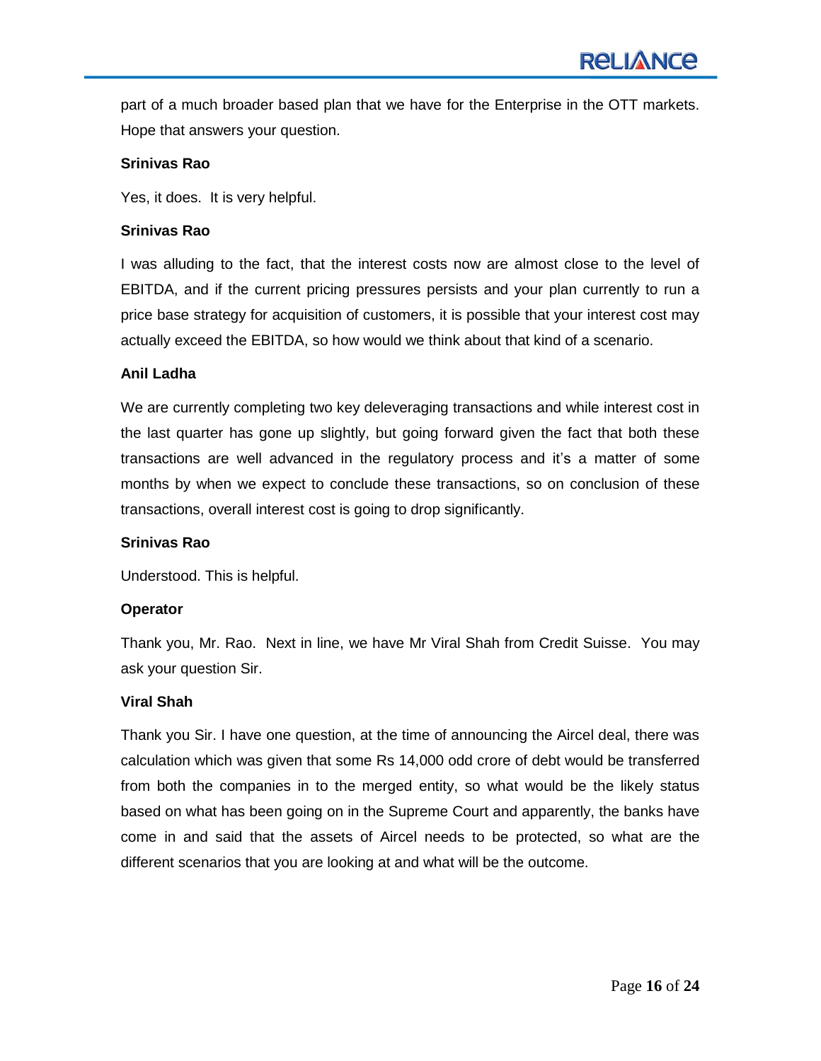part of a much broader based plan that we have for the Enterprise in the OTT markets. Hope that answers your question.

**Srinivas Rao**

Yes, it does. It is very helpful.

**Srinivas Rao**

I was alluding to the fact, that the interest costs now are almost close to the level of EBITDA, and if the current pricing pressures persists and your plan currently to run a price base strategy for acquisition of customers, it is possible that your interest cost may actually exceed the EBITDA, so how would we think about that kind of a scenario.

**Anil Ladha**

We are currently completing two key deleveraging transactions and while interest cost in the last quarter has gone up slightly, but going forward given the fact that both these transactions are well advanced in the regulatory process and it's a matter of some months by when we expect to conclude these transactions, so on conclusion of these transactions, overall interest cost is going to drop significantly.

**Srinivas Rao**

Understood. This is helpful.

**Operator**

Thank you, Mr. Rao. Next in line, we have Mr Viral Shah from Credit Suisse. You may ask your question Sir.

**Viral Shah**

Thank you Sir. I have one question, at the time of announcing the Aircel deal, there was calculation which was given that some Rs 14,000 odd crore of debt would be transferred from both the companies in to the merged entity, so what would be the likely status based on what has been going on in the Supreme Court and apparently, the banks have come in and said that the assets of Aircel needs to be protected, so what are the different scenarios that you are looking at and what will be the outcome.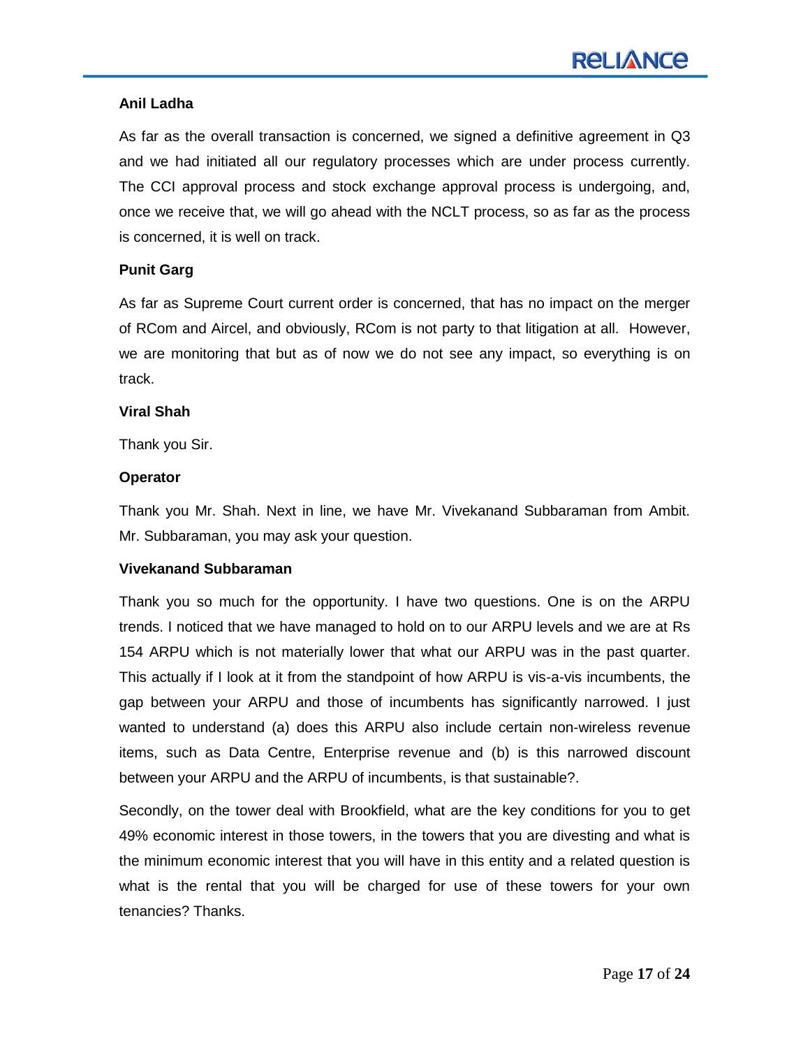**Anil Ladha**

As far as the overall transaction is concerned, we signed a definitive agreement in Q3 and we had initiated all our regulatory processes which are under process currently. The CCI approval process and stock exchange approval process is undergoing, and, once we receive that, we will go ahead with the NCLT process, so as far as the process is concerned, it is well on track.

**Punit Garg**

As far as Supreme Court current order is concerned, that has no impact on the merger of RCom and Aircel, and obviously, RCom is not party to that litigation at all. However, we are monitoring that but as of now we do not see any impact, so everything is on track.

**Viral Shah**

Thank you Sir.

**Operator**

Thank you Mr. Shah. Next in line, we have Mr. Vivekanand Subbaraman from Ambit. Mr. Subbaraman, you may ask your question.

**Vivekanand Subbaraman**

Thank you so much for the opportunity. I have two questions. One is on the ARPU trends. I noticed that we have managed to hold on to our ARPU levels and we are at Rs 154 ARPU which is not materially lower that what our ARPU was in the past quarter. This actually if I look at it from the standpoint of how ARPU is vis-a-vis incumbents, the gap between your ARPU and those of incumbents has significantly narrowed. I just wanted to understand (a) does this ARPU also include certain non-wireless revenue items, such as Data Centre, Enterprise revenue and (b) is this narrowed discount between your ARPU and the ARPU of incumbents, is that sustainable?.

Secondly, on the tower deal with Brookfield, what are the key conditions for you to get 49% economic interest in those towers, in the towers that you are divesting and what is the minimum economic interest that you will have in this entity and a related question is what is the rental that you will be charged for use of these towers for your own tenancies? Thanks.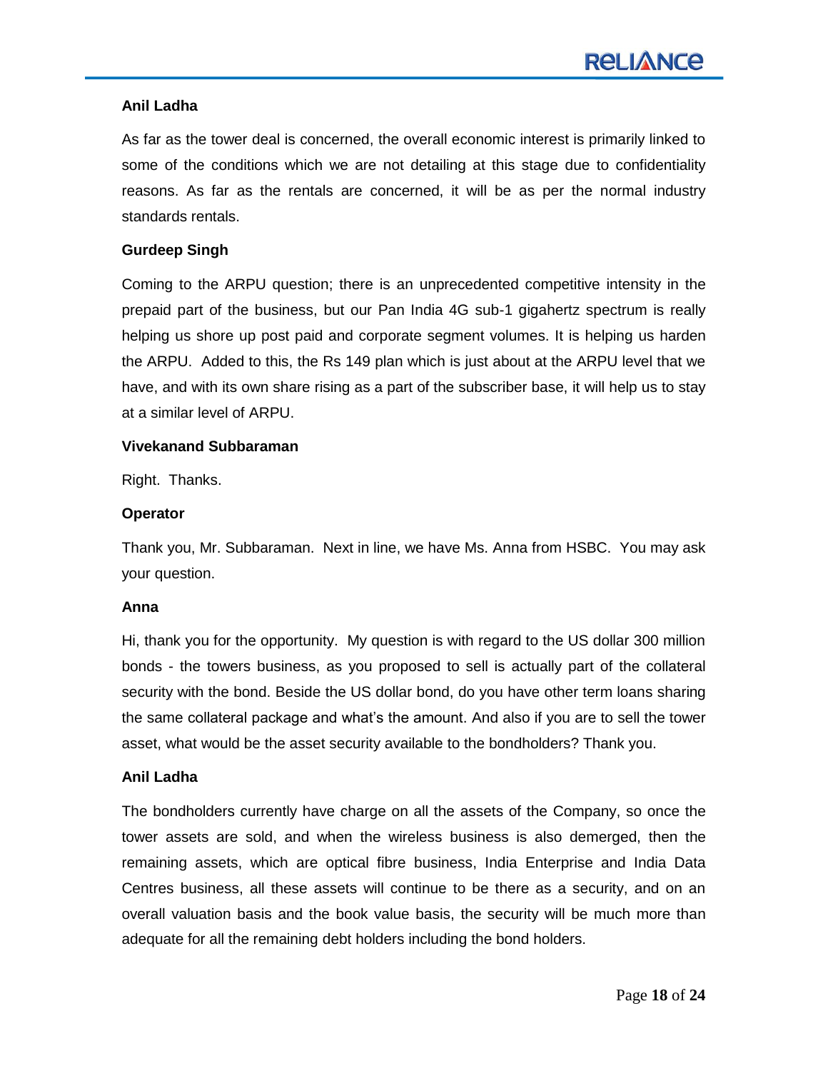**Anil Ladha**

As far as the tower deal is concerned, the overall economic interest is primarily linked to some of the conditions which we are not detailing at this stage due to confidentiality reasons. As far as the rentals are concerned, it will be as per the normal industry standards rentals.

**Gurdeep Singh**

Coming to the ARPU question; there is an unprecedented competitive intensity in the prepaid part of the business, but our Pan India 4G sub-1 gigahertz spectrum is really helping us shore up post paid and corporate segment volumes. It is helping us harden the ARPU. Added to this, the Rs 149 plan which is just about at the ARPU level that we have, and with its own share rising as a part of the subscriber base, it will help us to stay at a similar level of ARPU.

**Vivekanand Subbaraman**

Right. Thanks.

**Operator**

Thank you, Mr. Subbaraman. Next in line, we have Ms. Anna from HSBC. You may ask your question.

**Anna**

Hi, thank you for the opportunity. My question is with regard to the US dollar 300 million bonds - the towers business, as you proposed to sell is actually part of the collateral security with the bond. Beside the US dollar bond, do you have other term loans sharing the same collateral package and what's the amount. And also if you are to sell the tower asset, what would be the asset security available to the bondholders? Thank you.

**Anil Ladha**

The bondholders currently have charge on all the assets of the Company, so once the tower assets are sold, and when the wireless business is also demerged, then the remaining assets, which are optical fibre business, India Enterprise and India Data Centres business, all these assets will continue to be there as a security, and on an overall valuation basis and the book value basis, the security will be much more than adequate for all the remaining debt holders including the bond holders.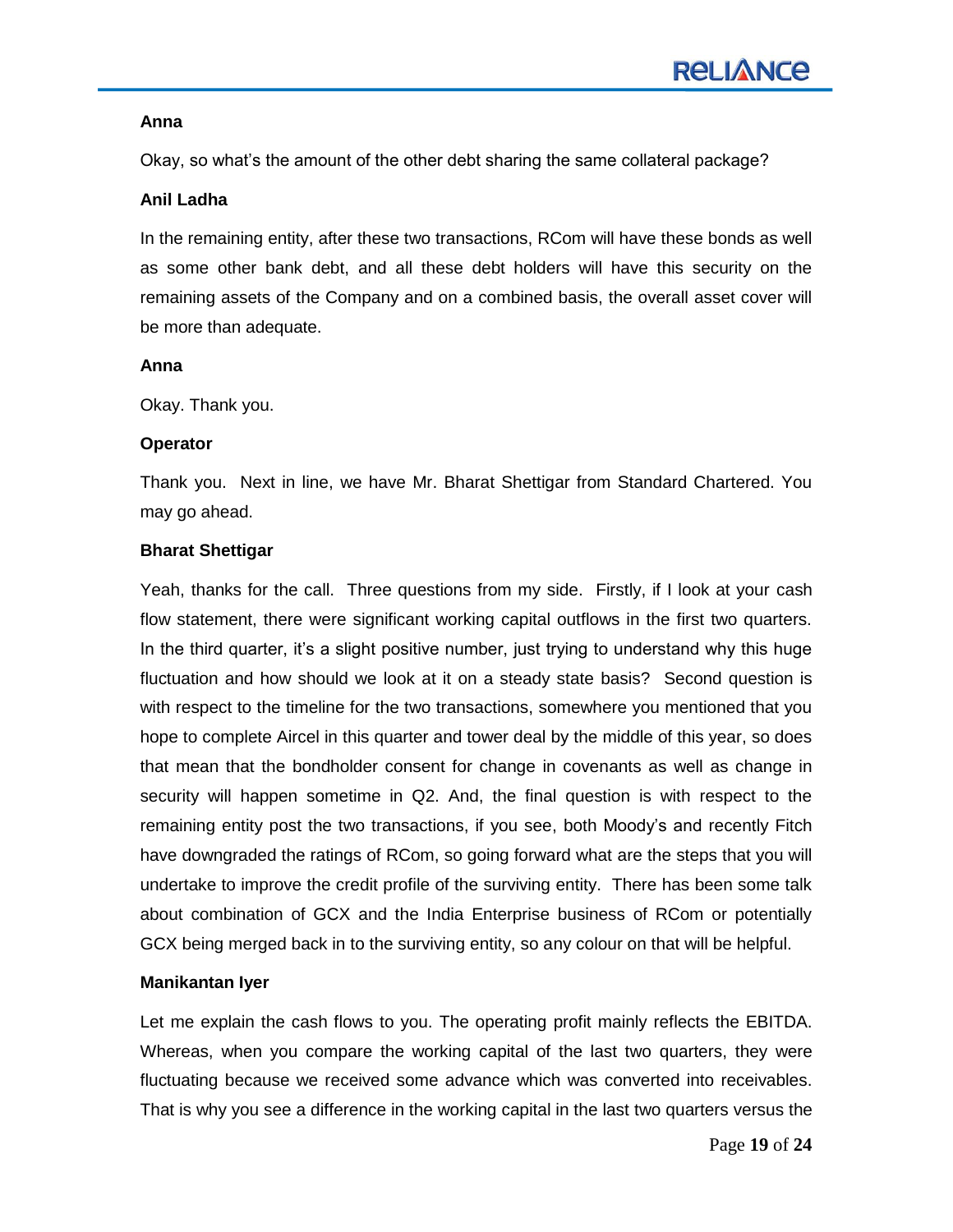**Anna**

Okay, so what's the amount of the other debt sharing the same collateral package?

**Anil Ladha**

In the remaining entity, after these two transactions, RCom will have these bonds as well as some other bank debt, and all these debt holders will have this security on the remaining assets of the Company and on a combined basis, the overall asset cover will be more than adequate.

**Anna**

Okay. Thank you.

**Operator**

Thank you. Next in line, we have Mr. Bharat Shettigar from Standard Chartered. You may go ahead.

**Bharat Shettigar**

Yeah, thanks for the call. Three questions from my side. Firstly, if I look at your cash flow statement, there were significant working capital outflows in the first two quarters. In the third quarter, it's a slight positive number, just trying to understand why this huge fluctuation and how should we look at it on a steady state basis? Second question is with respect to the timeline for the two transactions, somewhere you mentioned that you hope to complete Aircel in this quarter and tower deal by the middle of this year, so does that mean that the bondholder consent for change in covenants as well as change in security will happen sometime in Q2. And, the final question is with respect to the remaining entity post the two transactions, if you see, both Moody's and recently Fitch have downgraded the ratings of RCom, so going forward what are the steps that you will undertake to improve the credit profile of the surviving entity. There has been some talk about combination of GCX and the India Enterprise business of RCom or potentially GCX being merged back in to the surviving entity, so any colour on that will be helpful.

**Manikantan Iyer**

Let me explain the cash flows to you. The operating profit mainly reflects the EBITDA. Whereas, when you compare the working capital of the last two quarters, they were fluctuating because we received some advance which was converted into receivables. That is why you see a difference in the working capital in the last two quarters versus the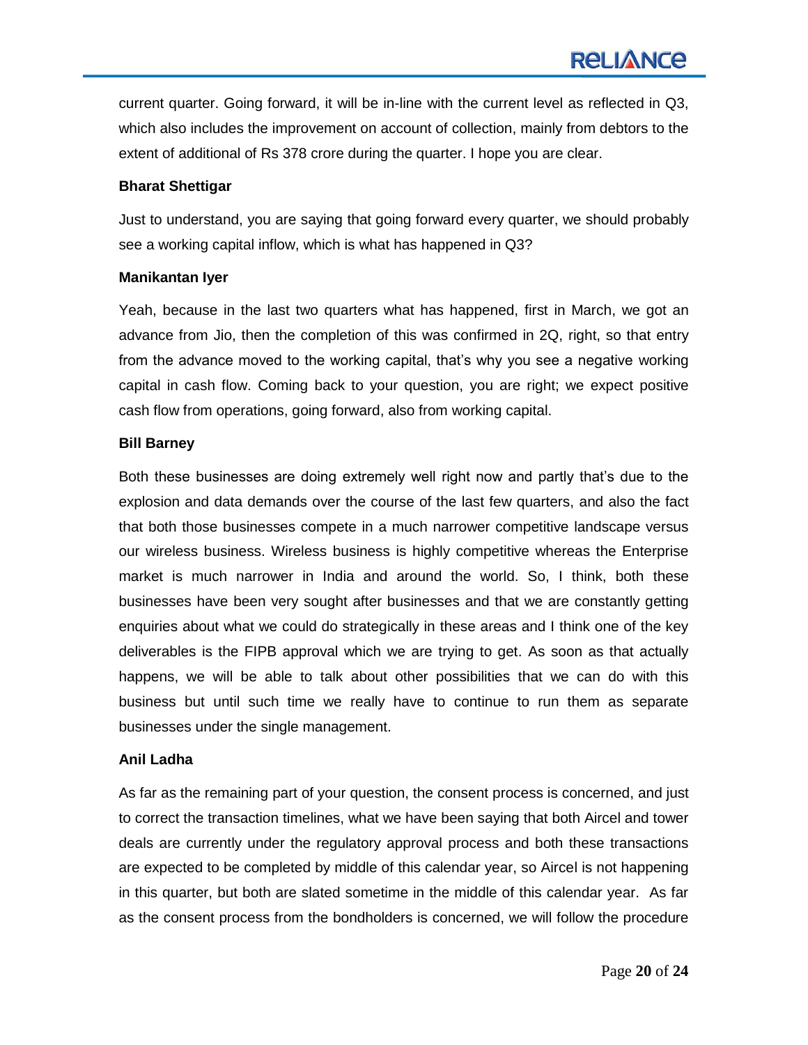current quarter. Going forward, it will be in-line with the current level as reflected in Q3, which also includes the improvement on account of collection, mainly from debtors to the extent of additional of Rs 378 crore during the quarter. I hope you are clear.

**Bharat Shettigar**

Just to understand, you are saying that going forward every quarter, we should probably see a working capital inflow, which is what has happened in Q3?

**Manikantan Iyer**

Yeah, because in the last two quarters what has happened, first in March, we got an advance from Jio, then the completion of this was confirmed in 2Q, right, so that entry from the advance moved to the working capital, that's why you see a negative working capital in cash flow. Coming back to your question, you are right; we expect positive cash flow from operations, going forward, also from working capital.

**Bill Barney**

Both these businesses are doing extremely well right now and partly that's due to the explosion and data demands over the course of the last few quarters, and also the fact that both those businesses compete in a much narrower competitive landscape versus our wireless business. Wireless business is highly competitive whereas the Enterprise market is much narrower in India and around the world. So, I think, both these businesses have been very sought after businesses and that we are constantly getting enquiries about what we could do strategically in these areas and I think one of the key deliverables is the FIPB approval which we are trying to get. As soon as that actually happens, we will be able to talk about other possibilities that we can do with this business but until such time we really have to continue to run them as separate businesses under the single management.

**Anil Ladha**

As far as the remaining part of your question, the consent process is concerned, and just to correct the transaction timelines, what we have been saying that both Aircel and tower deals are currently under the regulatory approval process and both these transactions are expected to be completed by middle of this calendar year, so Aircel is not happening in this quarter, but both are slated sometime in the middle of this calendar year. As far as the consent process from the bondholders is concerned, we will follow the procedure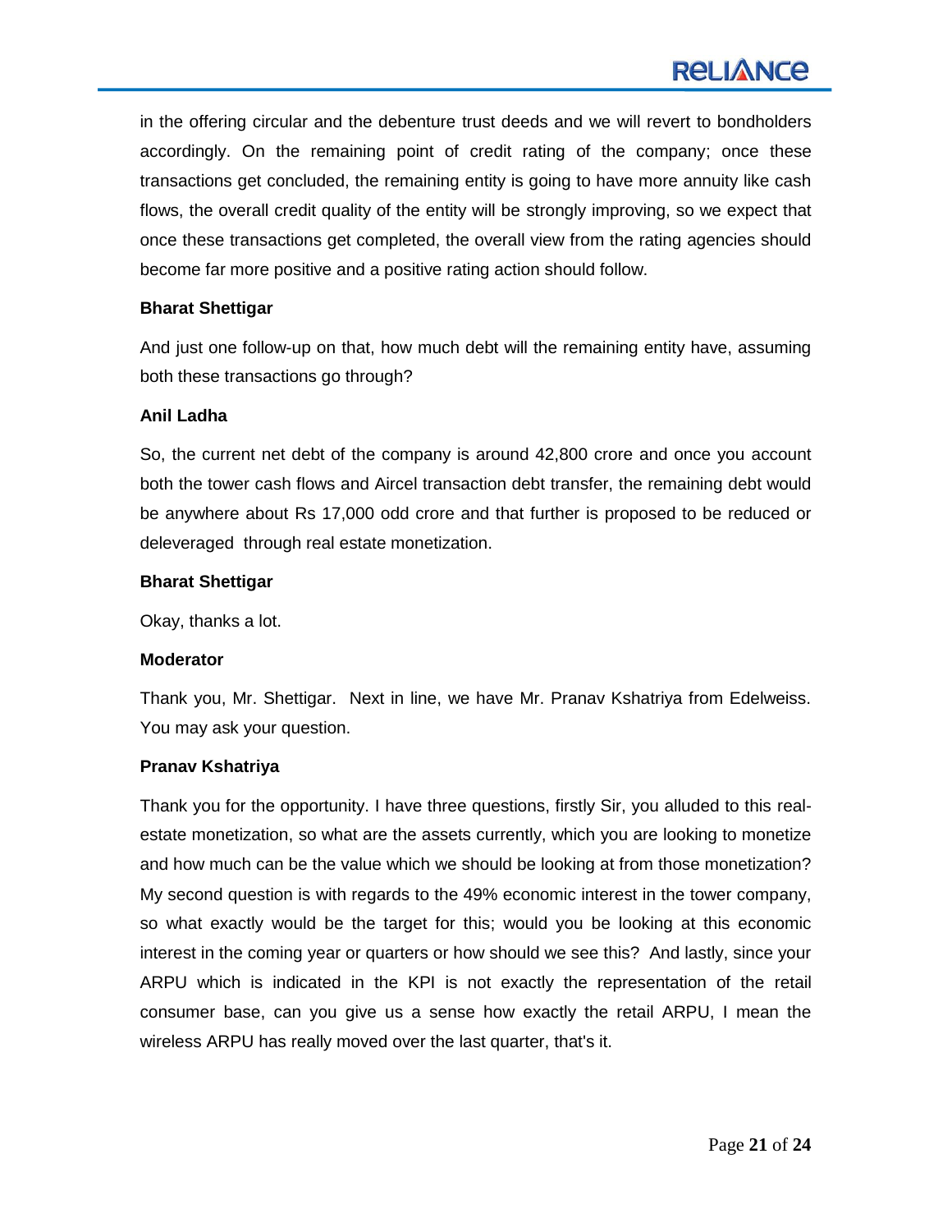in the offering circular and the debenture trust deeds and we will revert to bondholders accordingly. On the remaining point of credit rating of the company; once these transactions get concluded, the remaining entity is going to have more annuity like cash flows, the overall credit quality of the entity will be strongly improving, so we expect that once these transactions get completed, the overall view from the rating agencies should become far more positive and a positive rating action should follow.

**Bharat Shettigar**

And just one follow-up on that, how much debt will the remaining entity have, assuming both these transactions go through?

**Anil Ladha**

So, the current net debt of the company is around 42,800 crore and once you account both the tower cash flows and Aircel transaction debt transfer, the remaining debt would be anywhere about Rs 17,000 odd crore and that further is proposed to be reduced or deleveraged through real estate monetization.

**Bharat Shettigar**

Okay, thanks a lot.

**Moderator**

Thank you, Mr. Shettigar. Next in line, we have Mr. Pranav Kshatriya from Edelweiss. You may ask your question.

**Pranav Kshatriya**

Thank you for the opportunity. I have three questions, firstly Sir, you alluded to this real-estate monetization, so what are the assets currently, which you are looking to monetize and how much can be the value which we should be looking at from those monetization? My second question is with regards to the 49% economic interest in the tower company, so what exactly would be the target for this; would you be looking at this economic interest in the coming year or quarters or how should we see this? And lastly, since your ARPU which is indicated in the KPI is not exactly the representation of the retail consumer base, can you give us a sense how exactly the retail ARPU, I mean the wireless ARPU has really moved over the last quarter, that's it.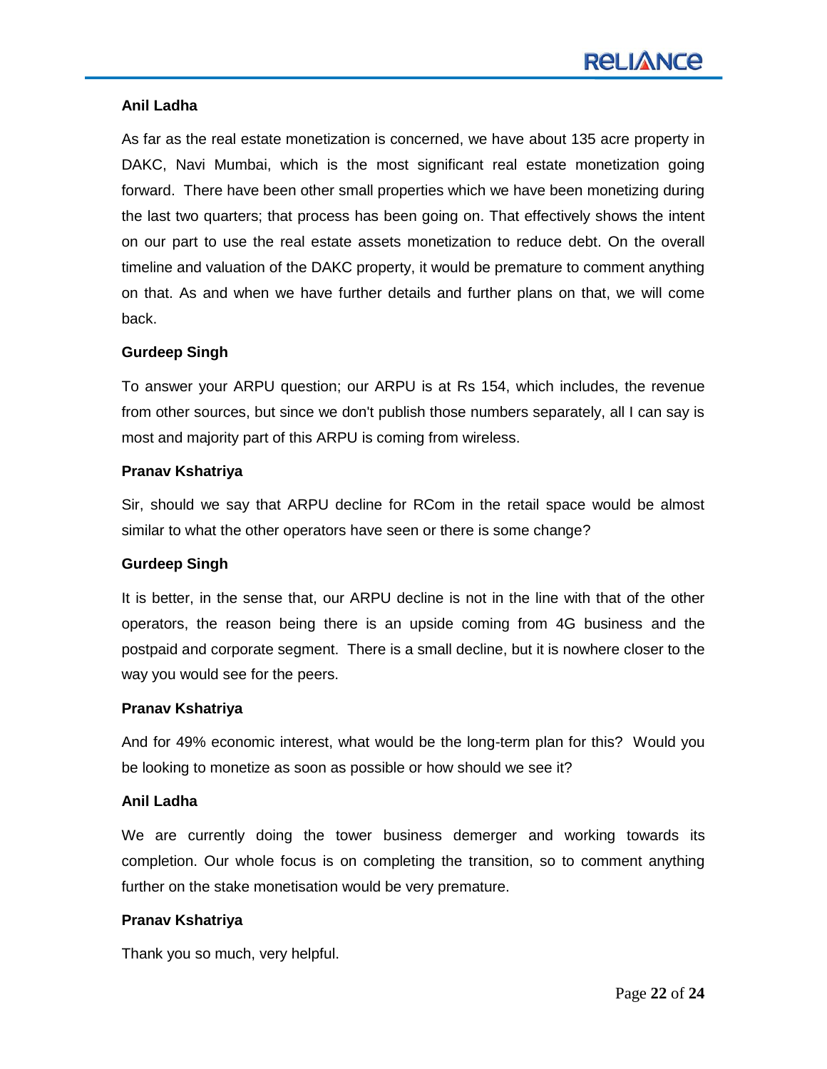**Anil Ladha**

As far as the real estate monetization is concerned, we have about 135 acre property in DAKC, Navi Mumbai, which is the most significant real estate monetization going forward. There have been other small properties which we have been monetizing during the last two quarters; that process has been going on. That effectively shows the intent on our part to use the real estate assets monetization to reduce debt. On the overall timeline and valuation of the DAKC property, it would be premature to comment anything on that. As and when we have further details and further plans on that, we will come back.

**Gurdeep Singh**

To answer your ARPU question; our ARPU is at Rs 154, which includes, the revenue from other sources, but since we don't publish those numbers separately, all I can say is most and majority part of this ARPU is coming from wireless.

**Pranav Kshatriya**

Sir, should we say that ARPU decline for RCom in the retail space would be almost similar to what the other operators have seen or there is some change?

**Gurdeep Singh**

It is better, in the sense that, our ARPU decline is not in the line with that of the other operators, the reason being there is an upside coming from 4G business and the postpaid and corporate segment. There is a small decline, but it is nowhere closer to the way you would see for the peers.

**Pranav Kshatriya**

And for 49% economic interest, what would be the long-term plan for this? Would you be looking to monetize as soon as possible or how should we see it?

**Anil Ladha**

We are currently doing the tower business demerger and working towards its completion. Our whole focus is on completing the transition, so to comment anything further on the stake monetisation would be very premature.

**Pranav Kshatriya**

Thank you so much, very helpful.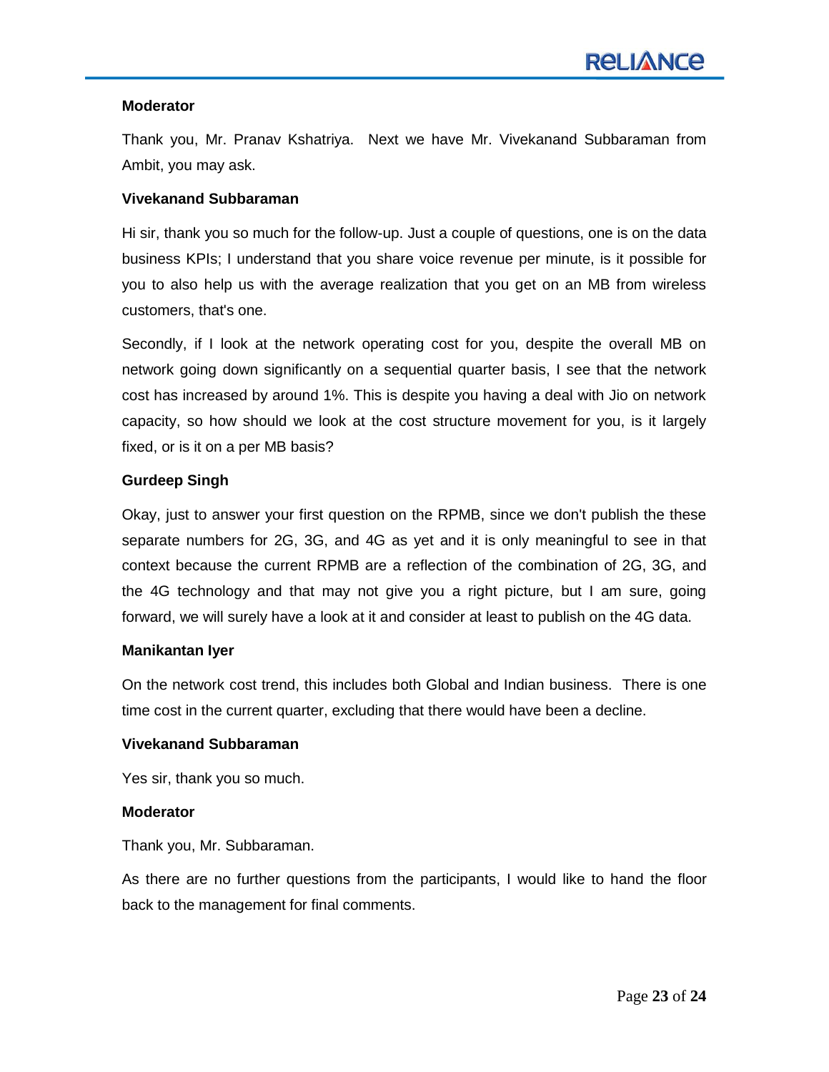**Moderator**

Thank you, Mr. Pranav Kshatriya. Next we have Mr. Vivekanand Subbaraman from Ambit, you may ask.

**Vivekanand Subbaraman**

Hi sir, thank you so much for the follow-up. Just a couple of questions, one is on the data business KPIs; I understand that you share voice revenue per minute, is it possible for you to also help us with the average realization that you get on an MB from wireless customers, that's one.

Secondly, if I look at the network operating cost for you, despite the overall MB on network going down significantly on a sequential quarter basis, I see that the network cost has increased by around 1%. This is despite you having a deal with Jio on network capacity, so how should we look at the cost structure movement for you, is it largely fixed, or is it on a per MB basis?

**Gurdeep Singh**

Okay, just to answer your first question on the RPMB, since we don't publish the these separate numbers for 2G, 3G, and 4G as yet and it is only meaningful to see in that context because the current RPMB are a reflection of the combination of 2G, 3G, and the 4G technology and that may not give you a right picture, but I am sure, going forward, we will surely have a look at it and consider at least to publish on the 4G data.

**Manikantan Iyer**

On the network cost trend, this includes both Global and Indian business. There is one time cost in the current quarter, excluding that there would have been a decline.

**Vivekanand Subbaraman**

Yes sir, thank you so much.

**Moderator**

Thank you, Mr. Subbaraman.

As there are no further questions from the participants, I would like to hand the floor back to the management for final comments.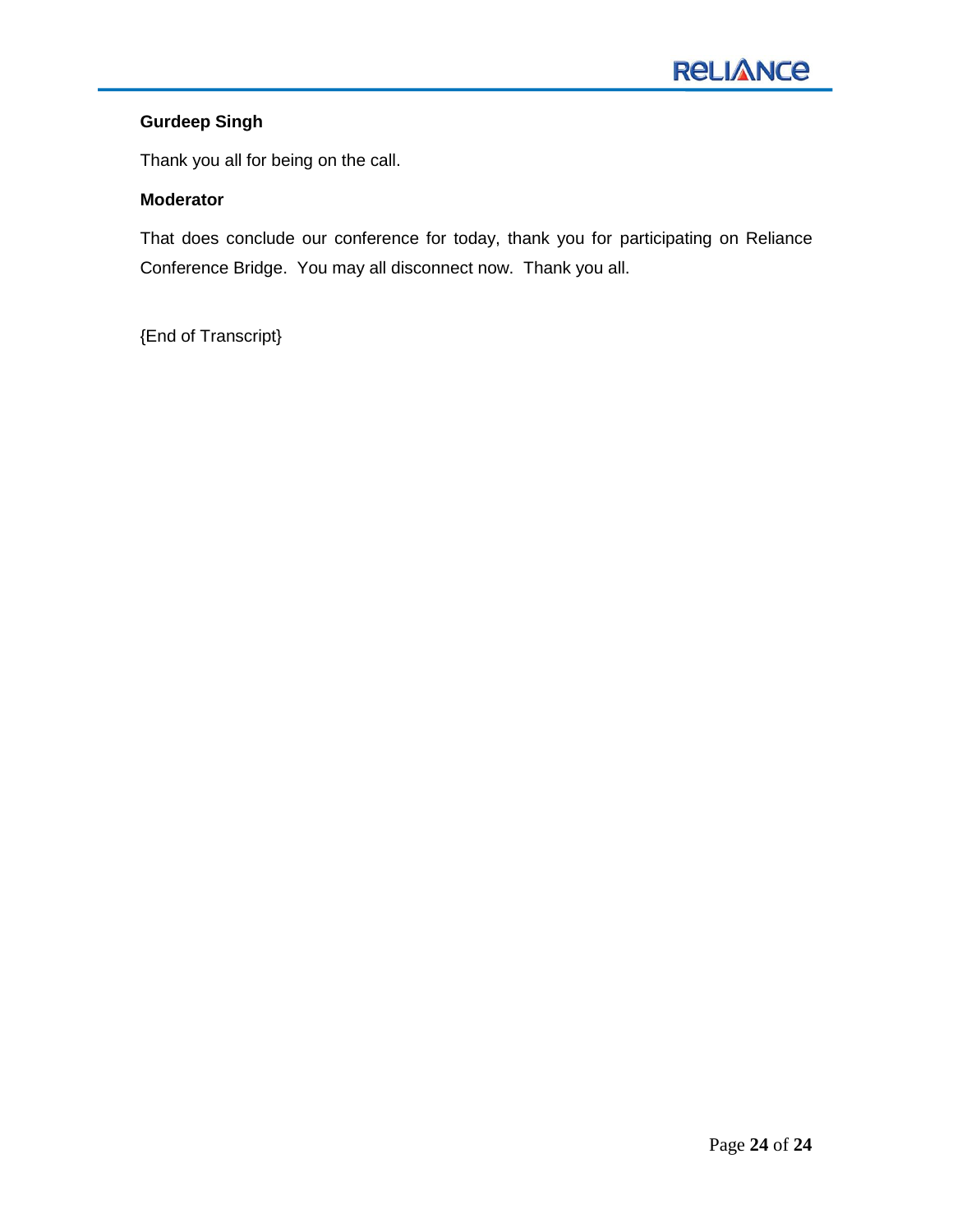**Gurdeep Singh**

Thank you all for being on the call.

**Moderator**

That does conclude our conference for today, thank you for participating on Reliance Conference Bridge. You may all disconnect now. Thank you all.

{End of Transcript}